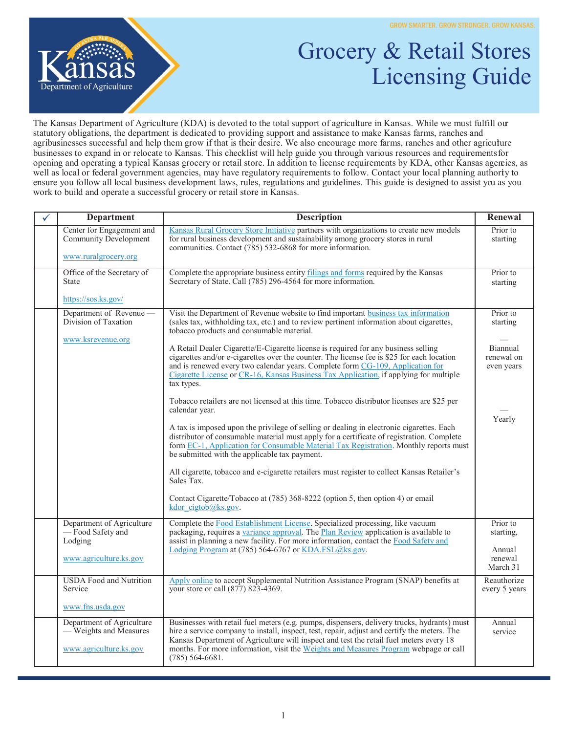GROW SMARTER. GROW STRONGER. GROW KANSAS.

Kansas Department of Agriculture

# Grocery & Retail Stores Licensing Guide

The Kansas Department of Agriculture (KDA) is devoted to the total support of agriculture in Kansas. While we must fulfill our statutory obligations, the department is dedicated to providing support and assistance to make Kansas farms, ranches and agribusinesses successful and help them grow if that is their desire. We also encourage more farms, ranches and other agriculture businesses to expand in or relocate to Kansas. This checklist will help guide you through various resources and requirements for opening and operating a typical Kansas grocery or retail store. In addition to license requirements by KDA, other Kansas agencies, as well as local or federal government agencies, may have regulatory requirements to follow. Contact your local planning authority to ensure you follow all local business development laws, rules, regulations and guidelines. This guide is designed to assist you as you work to build and operate a successful grocery or retail store in Kansas.

| ✓ | Department | Description | Renewal |
|---|---|---|---|
| | Center for Engagement and Community Development<br><br>www.ruralgrocery.org | Kansas Rural Grocery Store Initiative partners with organizations to create new models for rural business development and sustainability among grocery stores in rural communities. Contact (785) 532-6868 for more information. | Prior to starting |
| | Office of the Secretary of State<br><br>https://sos.ks.gov/ | Complete the appropriate business entity filings and forms required by the Kansas Secretary of State. Call (785) 296-4564 for more information. | Prior to starting |
| | Department of Revenue — Division of Taxation<br><br>www.ksrevenue.org | Visit the Department of Revenue website to find important business tax information (sales tax, withholding tax, etc.) and to review pertinent information about cigarettes, tobacco products and consumable material.<br><br>A Retail Dealer Cigarette/E-Cigarette license is required for any business selling cigarettes and/or e-cigarettes over the counter. The license fee is $25 for each location and is renewed every two calendar years. Complete form CG-109, Application for Cigarette License or CR-16, Kansas Business Tax Application, if applying for multiple tax types.<br><br>Tobacco retailers are not licensed at this time. Tobacco distributor licenses are $25 per calendar year.<br><br>A tax is imposed upon the privilege of selling or dealing in electronic cigarettes. Each distributor of consumable material must apply for a certificate of registration. Complete form EC-1, Application for Consumable Material Tax Registration. Monthly reports must be submitted with the applicable tax payment.<br><br>All cigarette, tobacco and e-cigarette retailers must register to collect Kansas Retailer's Sales Tax.<br><br>Contact Cigarette/Tobacco at (785) 368-8222 (option 5, then option 4) or email kdor_cigtob@ks.gov. | Prior to starting<br><br>—<br>Biannual renewal on even years<br><br>—<br>Yearly |
| | Department of Agriculture — Food Safety and Lodging<br><br>www.agriculture.ks.gov | Complete the Food Establishment License. Specialized processing, like vacuum packaging, requires a variance approval. The Plan Review application is available to assist in planning a new facility. For more information, contact the Food Safety and Lodging Program at (785) 564-6767 or KDA.FSL@ks.gov. | Prior to starting,<br><br>Annual renewal March 31 |
| | USDA Food and Nutrition Service<br><br>www.fns.usda.gov | Apply online to accept Supplemental Nutrition Assistance Program (SNAP) benefits at your store or call (877) 823-4369. | Reauthorize every 5 years |
| | Department of Agriculture — Weights and Measures<br><br>www.agriculture.ks.gov | Businesses with retail fuel meters (e.g. pumps, dispensers, delivery trucks, hydrants) must hire a service company to install, inspect, test, repair, adjust and certify the meters. The Kansas Department of Agriculture will inspect and test the retail fuel meters every 18 months. For more information, visit the Weights and Measures Program webpage or call (785) 564-6681. | Annual service |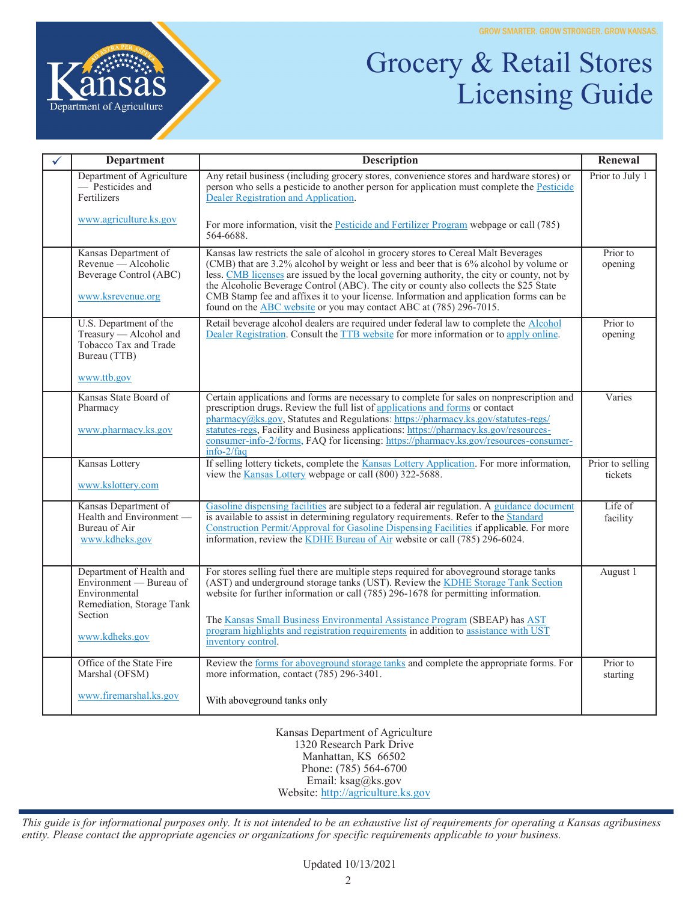# Grocery & Retail Stores Licensing Guide

GROW SMARTER. GROW STRONGER. GROW KANSAS.

| ✓ | Department | Description | Renewal |
|---|---|---|---|
| | Department of Agriculture — Pesticides and Fertilizers<br><br>www.agriculture.ks.gov | Any retail business (including grocery stores, convenience stores and hardware stores) or person who sells a pesticide to another person for application must complete the Pesticide Dealer Registration and Application.<br><br>For more information, visit the Pesticide and Fertilizer Program webpage or call (785) 564-6688. | Prior to July 1 |
| | Kansas Department of Revenue — Alcoholic Beverage Control (ABC)<br><br>www.ksrevenue.org | Kansas law restricts the sale of alcohol in grocery stores to Cereal Malt Beverages (CMB) that are 3.2% alcohol by weight or less and beer that is 6% alcohol by volume or less. CMB licenses are issued by the local governing authority, the city or county, not by the Alcoholic Beverage Control (ABC). The city or county also collects the $25 State CMB Stamp fee and affixes it to your license. Information and application forms can be found on the ABC website or you may contact ABC at (785) 296-7015. | Prior to opening |
| | U.S. Department of the Treasury — Alcohol and Tobacco Tax and Trade Bureau (TTB)<br><br>www.ttb.gov | Retail beverage alcohol dealers are required under federal law to complete the Alcohol Dealer Registration. Consult the TTB website for more information or to apply online. | Prior to opening |
| | Kansas State Board of Pharmacy<br><br>www.pharmacy.ks.gov | Certain applications and forms are necessary to complete for sales on nonprescription and prescription drugs. Review the full list of applications and forms or contact pharmacy@ks.gov, Statutes and Regulations: https://pharmacy.ks.gov/statutes-regs/statutes-regs, Facility and Business applications: https://pharmacy.ks.gov/resources-consumer-info-2/forms, FAQ for licensing: https://pharmacy.ks.gov/resources-consumer-info-2/faq | Varies |
| | Kansas Lottery<br><br>www.kslottery.com | If selling lottery tickets, complete the Kansas Lottery Application. For more information, view the Kansas Lottery webpage or call (800) 322-5688. | Prior to selling tickets |
| | Kansas Department of Health and Environment — Bureau of Air<br>www.kdheks.gov | Gasoline dispensing facilities are subject to a federal air regulation. A guidance document is available to assist in determining regulatory requirements. Refer to the Standard Construction Permit/Approval for Gasoline Dispensing Facilities if applicable. For more information, review the KDHE Bureau of Air website or call (785) 296-6024. | Life of facility |
| | Department of Health and Environment — Bureau of Environmental Remediation, Storage Tank Section<br><br>www.kdheks.gov | For stores selling fuel there are multiple steps required for aboveground storage tanks (AST) and underground storage tanks (UST). Review the KDHE Storage Tank Section website for further information or call (785) 296-1678 for permitting information.<br><br>The Kansas Small Business Environmental Assistance Program (SBEAP) has AST program highlights and registration requirements in addition to assistance with UST inventory control. | August 1 |
| | Office of the State Fire Marshal (OFSM)<br><br>www.firemarshal.ks.gov | Review the forms for aboveground storage tanks and complete the appropriate forms. For more information, contact (785) 296-3401.<br><br>With aboveground tanks only | Prior to starting |

Kansas Department of Agriculture
1320 Research Park Drive
Manhattan, KS 66502
Phone: (785) 564-6700
Email: ksag@ks.gov
Website: http://agriculture.ks.gov

*This guide is for informational purposes only. It is not intended to be an exhaustive list of requirements for operating a Kansas agribusiness entity. Please contact the appropriate agencies or organizations for specific requirements applicable to your business.*

Updated 10/13/2021